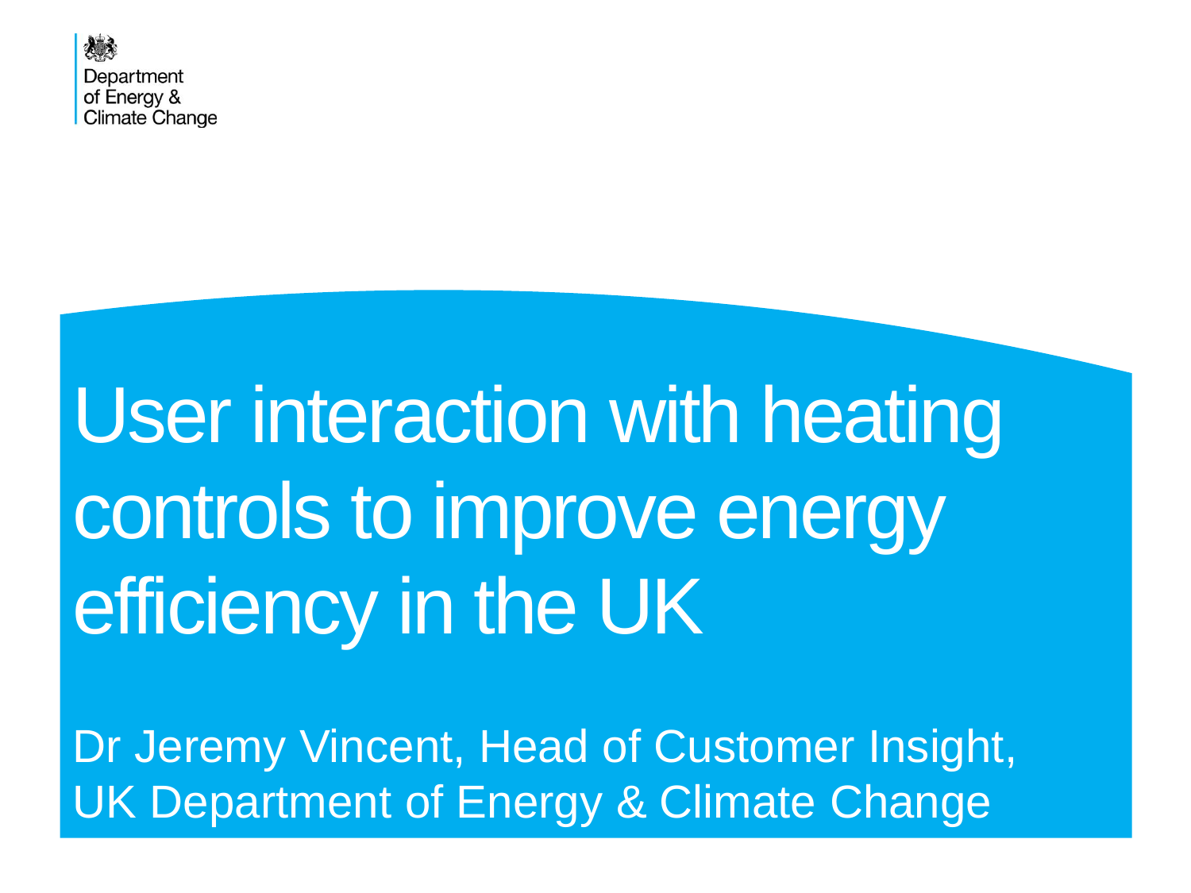Department of Energy & Climate Change

# User interaction with heating controls to improve energy efficiency in the UK

Dr Jeremy Vincent, Head of Customer Insight, UK Department of Energy & Climate Change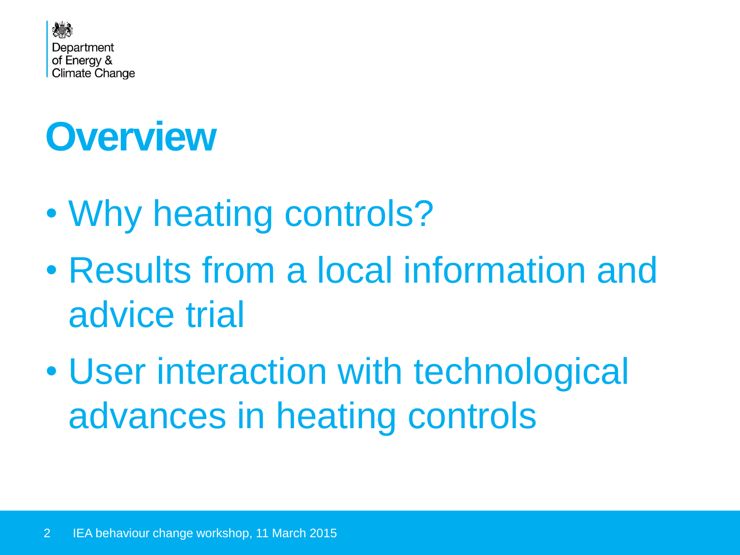Department of Energy & Climate Change

# Overview

- Why heating controls?
- Results from a local information and advice trial
- User interaction with technological advances in heating controls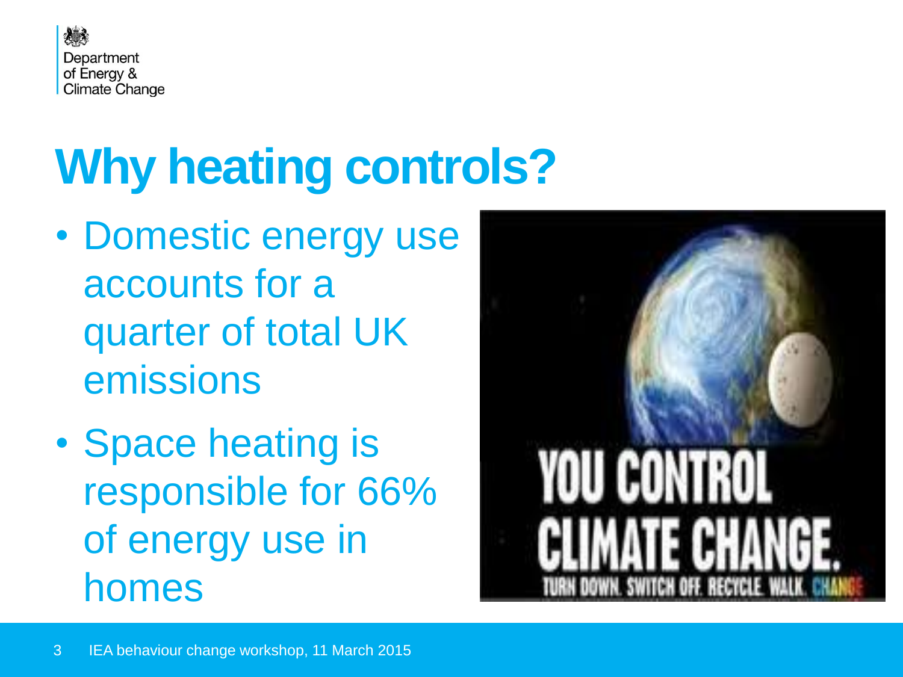Department of Energy & Climate Change

# Why heating controls?

- Domestic energy use accounts for a quarter of total UK emissions
- Space heating is responsible for 66% of energy use in homes

YOU CONTROL CLIMATE CHANGE.

TURN DOWN. SWITCH OFF. RECYCLE. WALK. CHANGE

IEA behaviour change workshop, 11 March 2015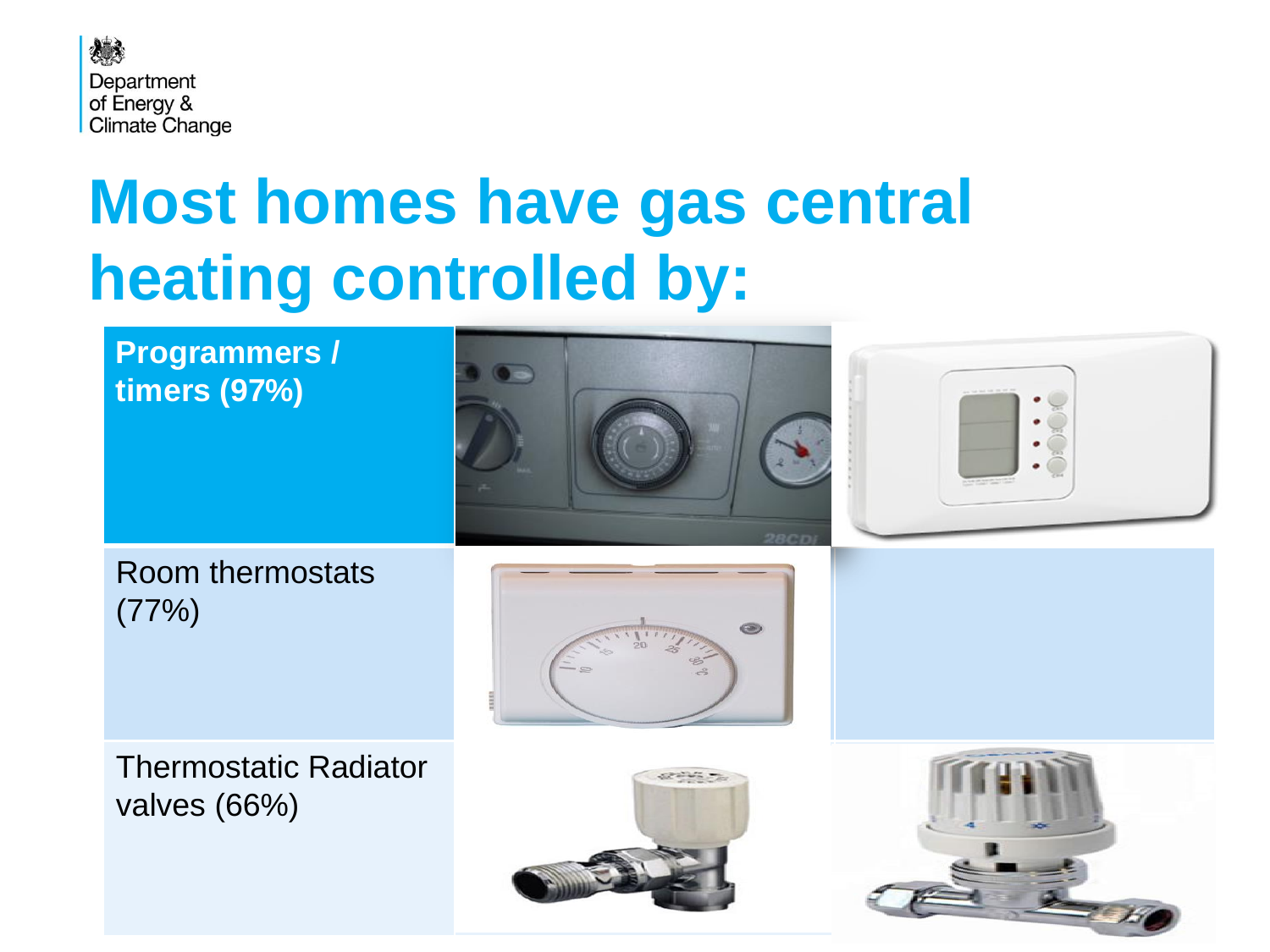# Most homes have gas central heating controlled by:

- **Programmers / timers (97%)**
- Room thermostats (77%)
- Thermostatic Radiator valves (66%)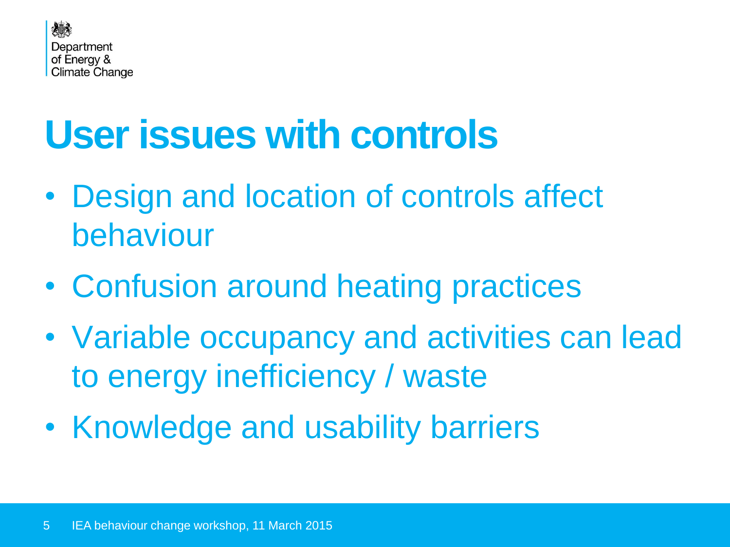# User issues with controls

- Design and location of controls affect behaviour
- Confusion around heating practices
- Variable occupancy and activities can lead to energy inefficiency / waste
- Knowledge and usability barriers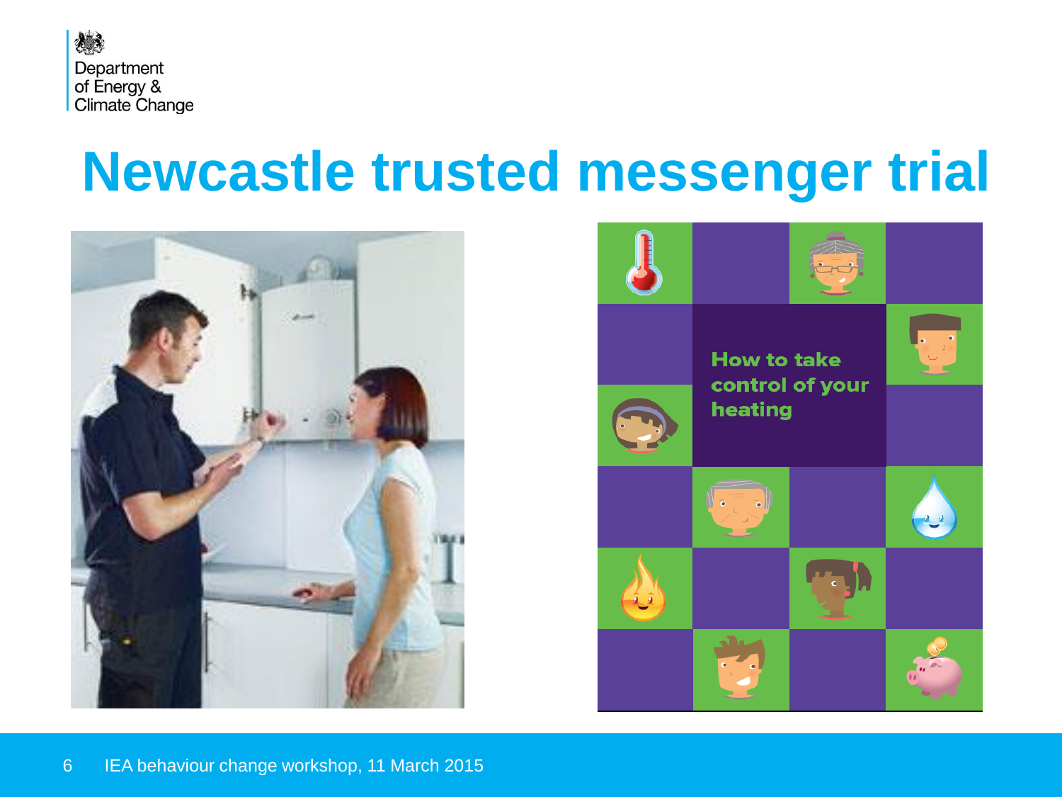# Newcastle trusted messenger trial

How to take control of your heating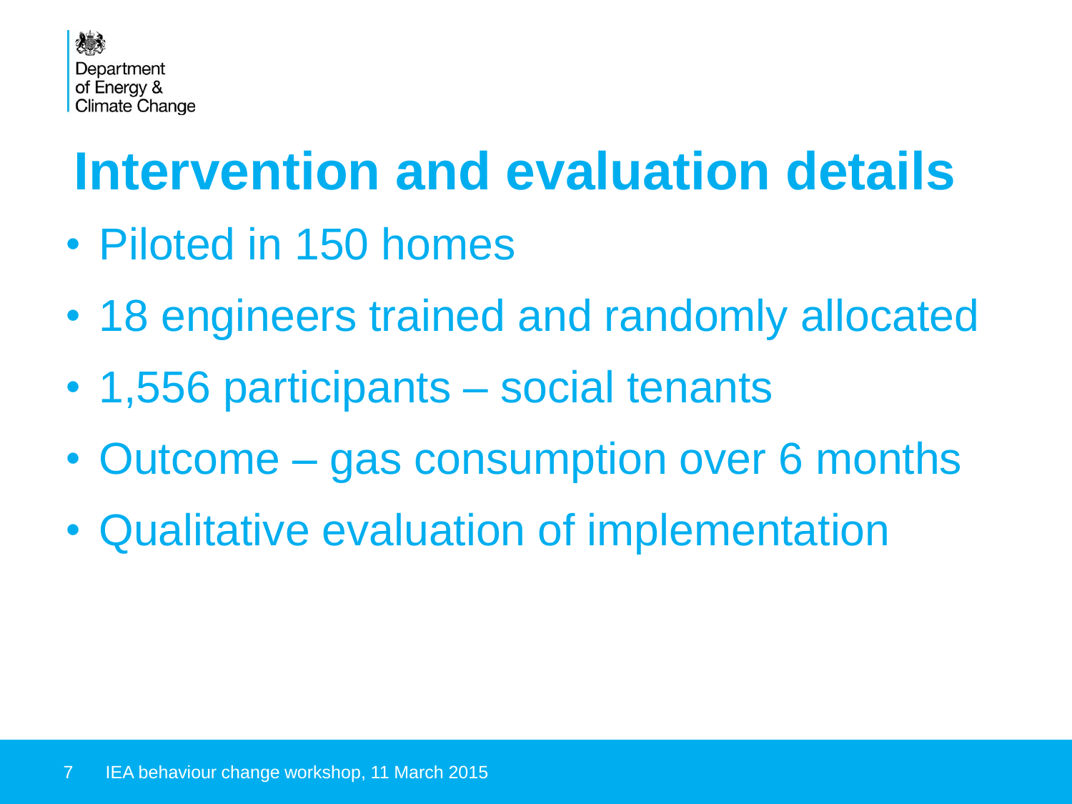# Intervention and evaluation details

- Piloted in 150 homes
- 18 engineers trained and randomly allocated
- 1,556 participants – social tenants
- Outcome – gas consumption over 6 months
- Qualitative evaluation of implementation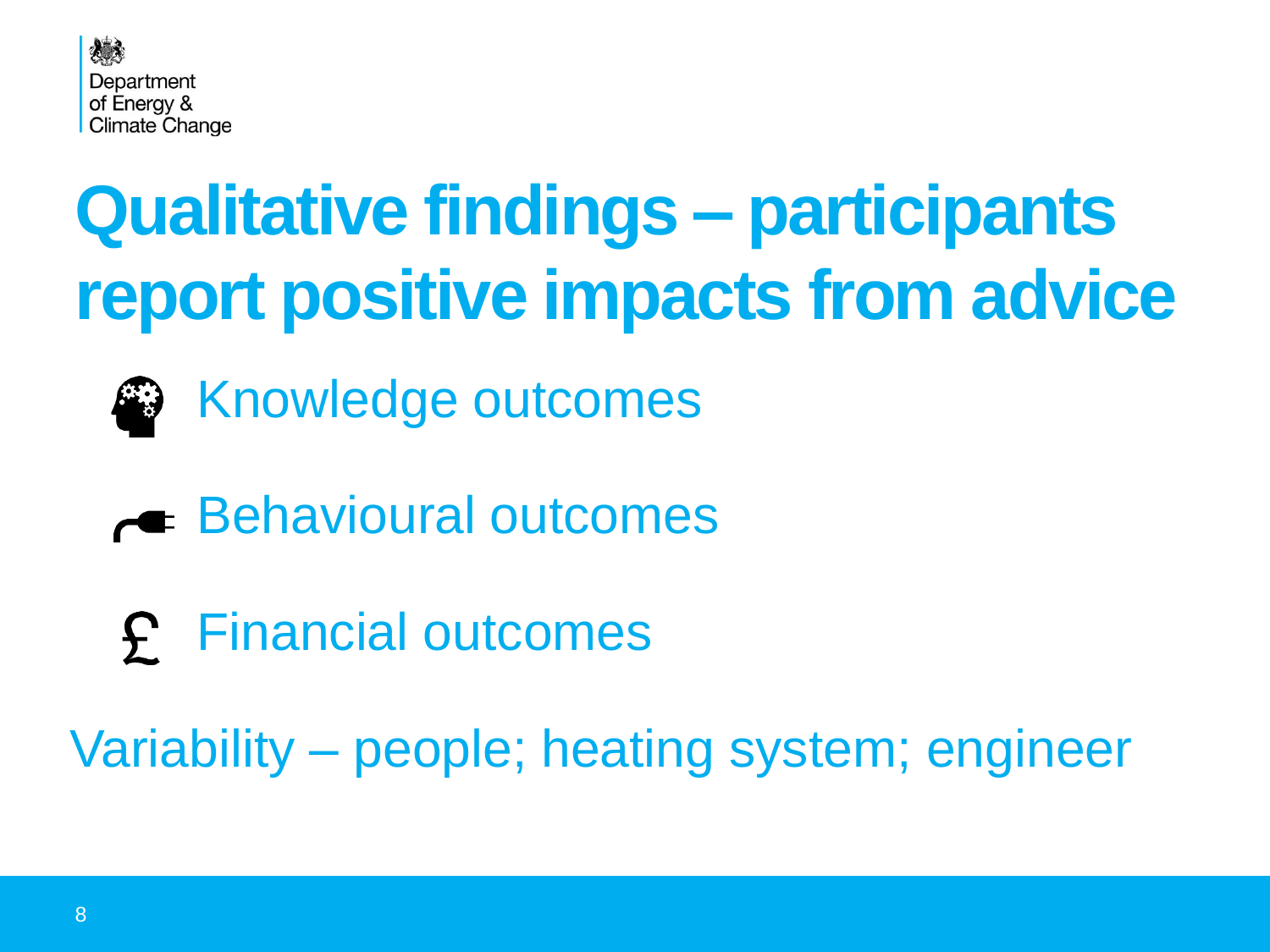Department of Energy & Climate Change

# Qualitative findings – participants report positive impacts from advice

- Knowledge outcomes
- Behavioural outcomes
- Financial outcomes

Variability – people; heating system; engineer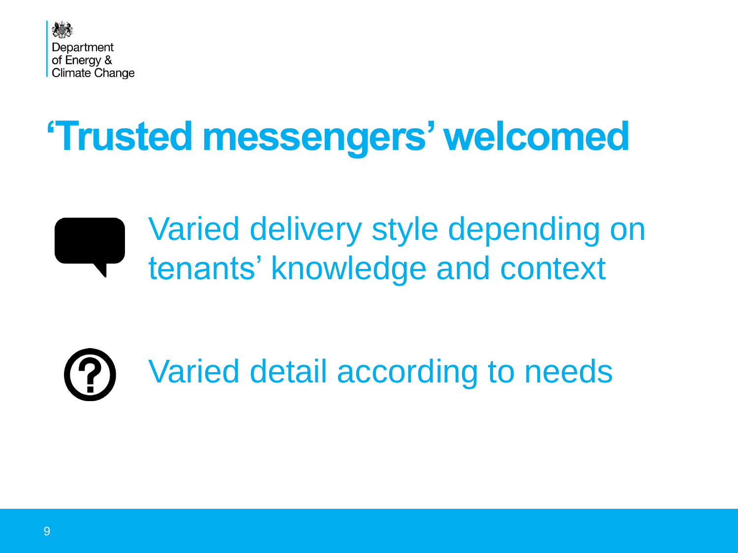# 'Trusted messengers' welcomed

- Varied delivery style depending on tenants' knowledge and context
- Varied detail according to needs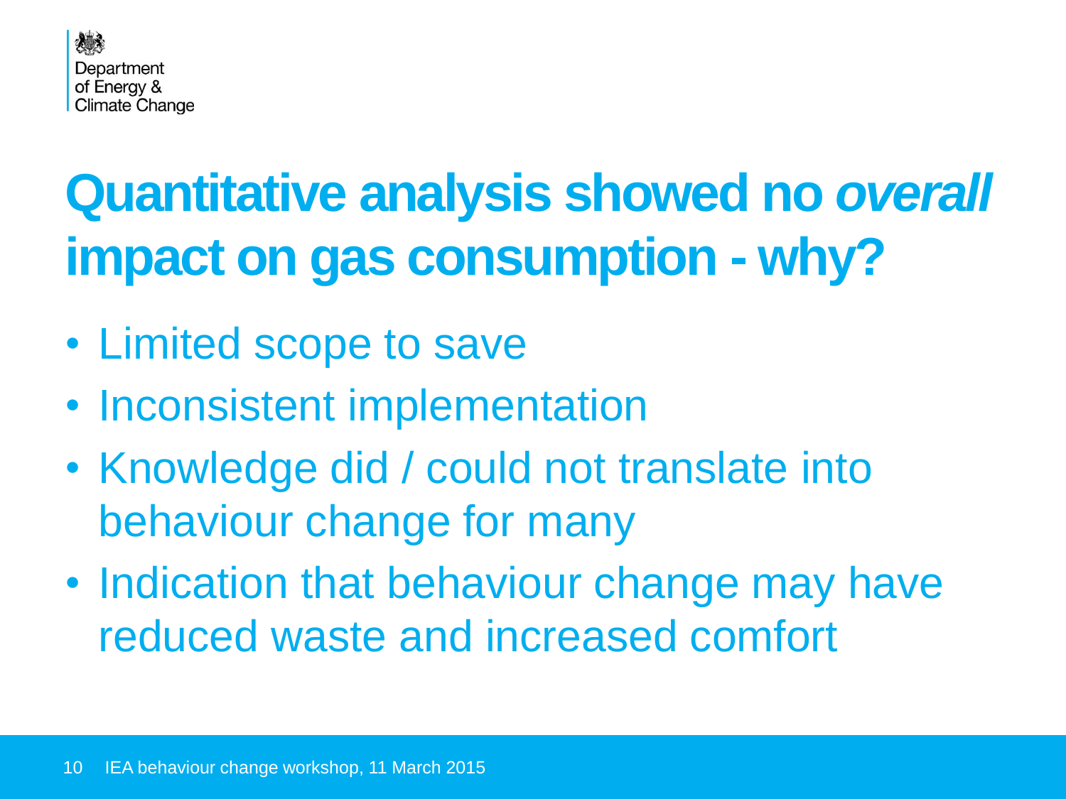# Quantitative analysis showed no *overall* impact on gas consumption - why?

- Limited scope to save
- Inconsistent implementation
- Knowledge did / could not translate into behaviour change for many
- Indication that behaviour change may have reduced waste and increased comfort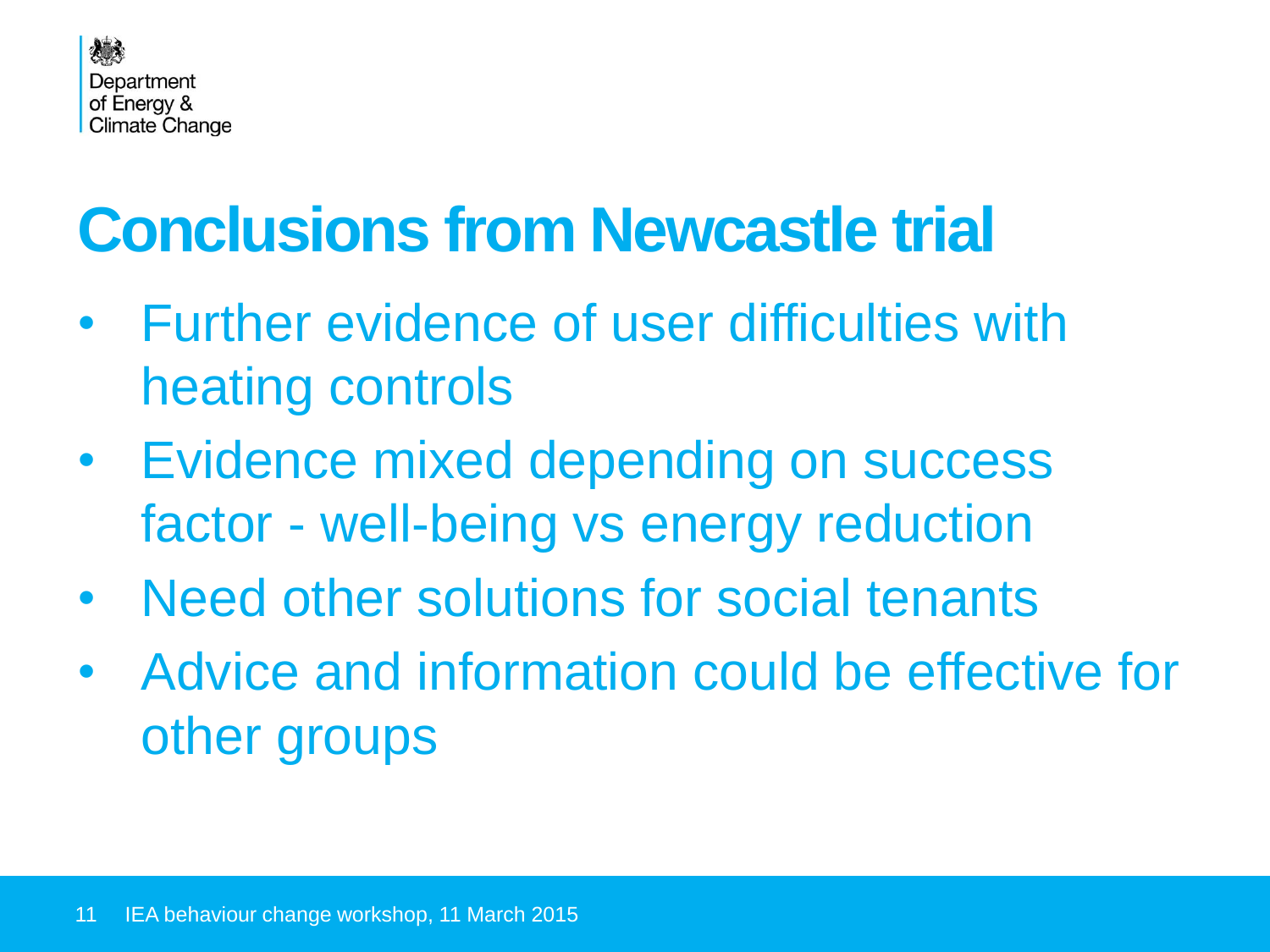# Conclusions from Newcastle trial

- Further evidence of user difficulties with heating controls
- Evidence mixed depending on success factor - well-being vs energy reduction
- Need other solutions for social tenants
- Advice and information could be effective for other groups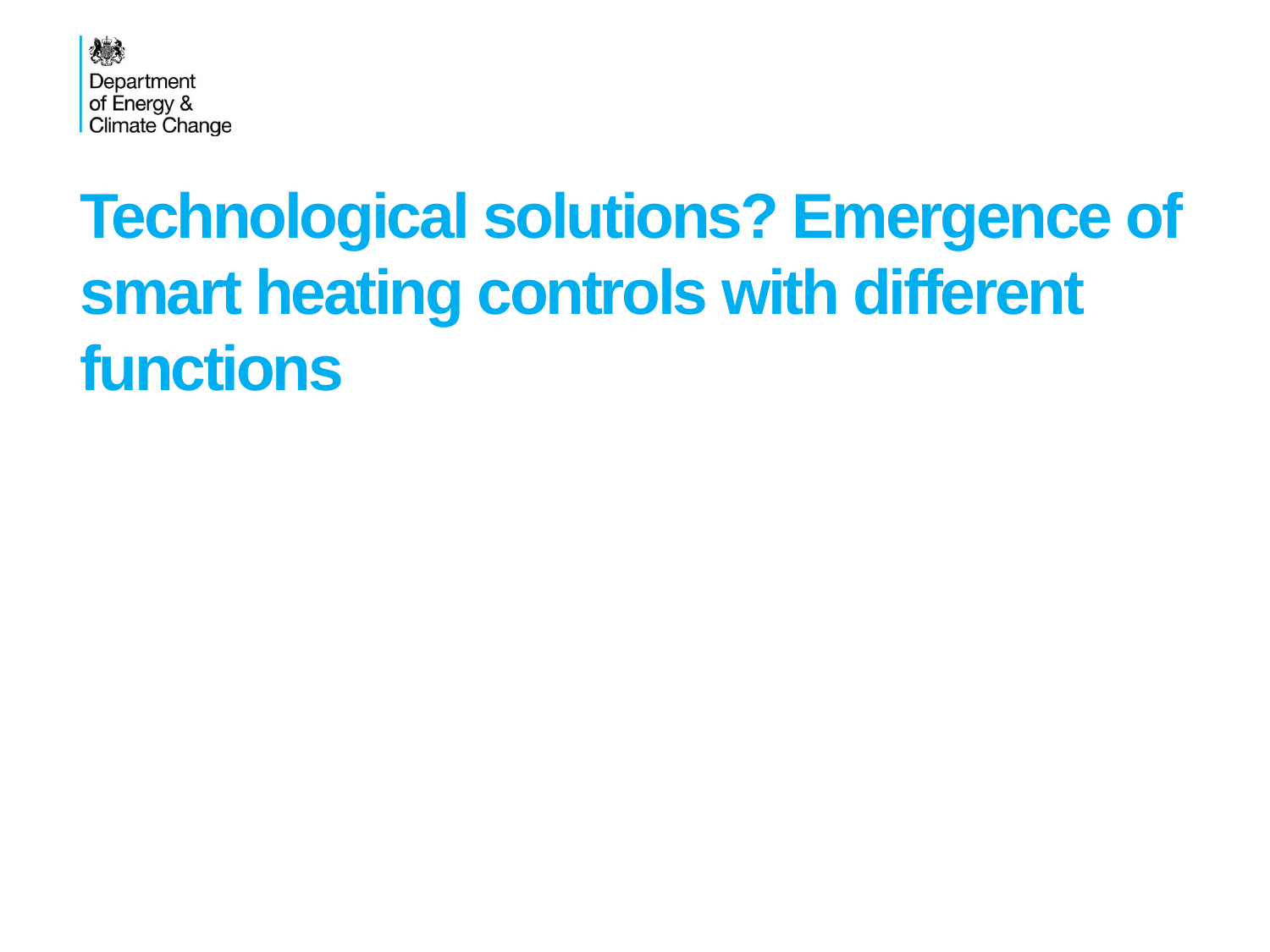Department of Energy & Climate Change

# Technological solutions? Emergence of smart heating controls with different functions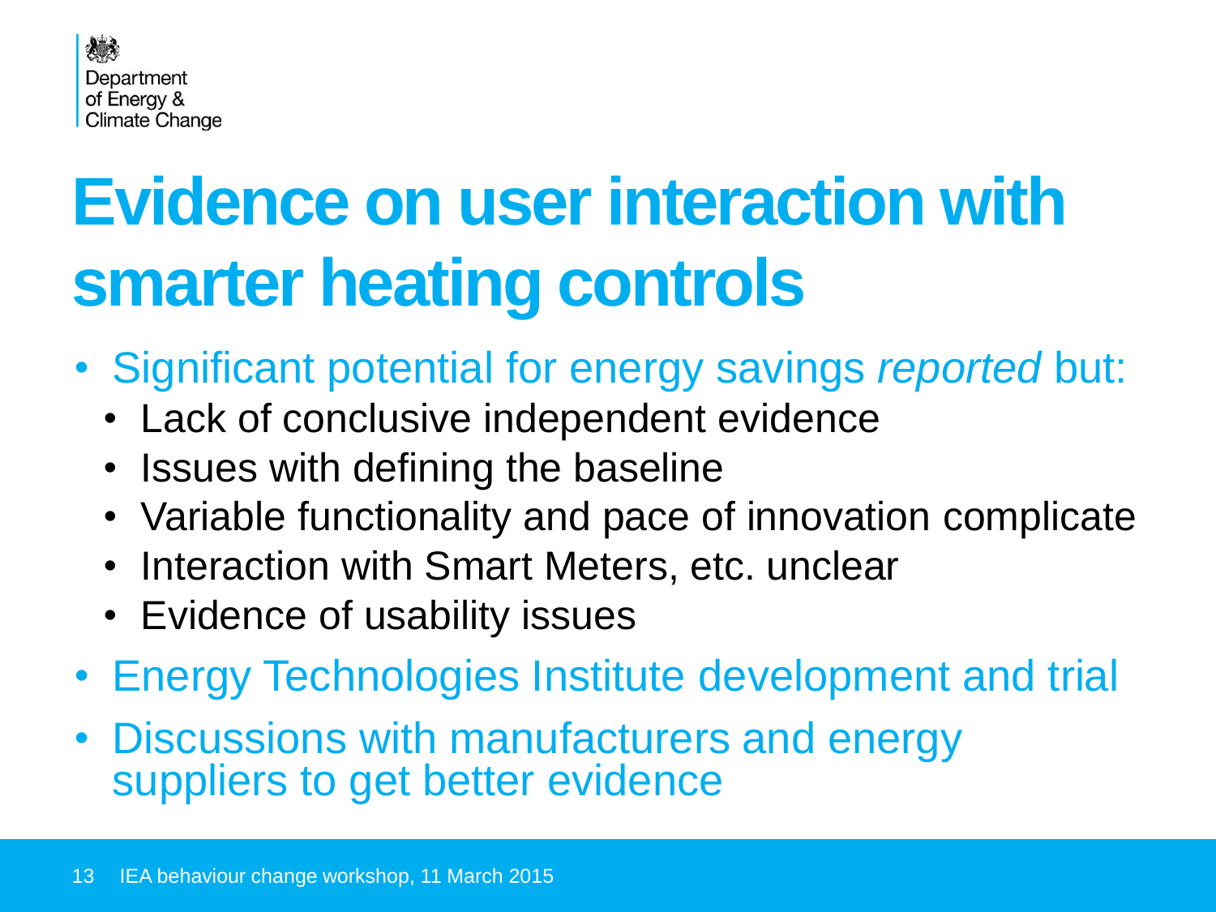# Evidence on user interaction with smarter heating controls

- Significant potential for energy savings *reported* but:
  - Lack of conclusive independent evidence
  - Issues with defining the baseline
  - Variable functionality and pace of innovation complicate
  - Interaction with Smart Meters, etc. unclear
  - Evidence of usability issues
- Energy Technologies Institute development and trial
- Discussions with manufacturers and energy suppliers to get better evidence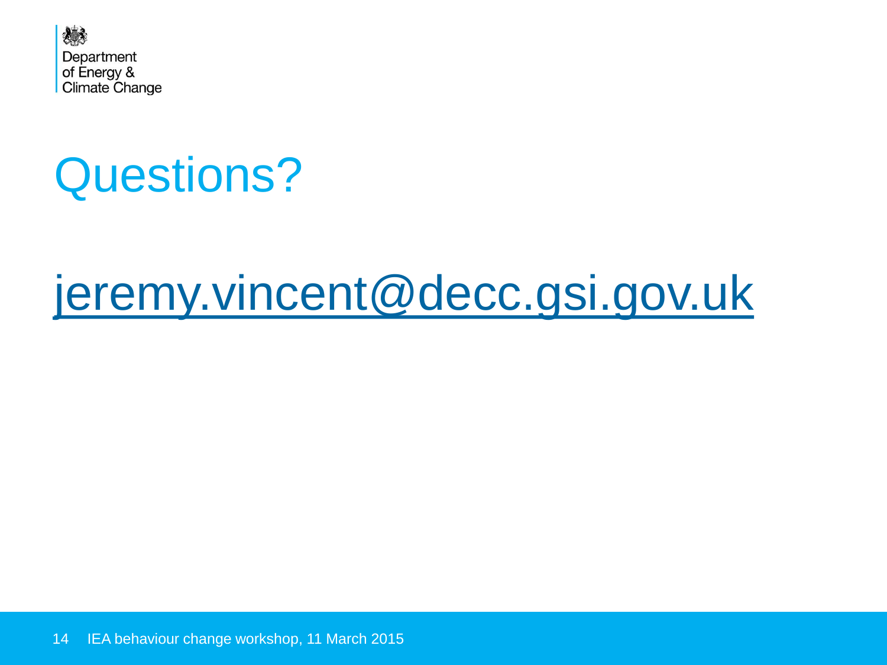Department
of Energy &
Climate Change

# Questions?

jeremy.vincent@decc.gsi.gov.uk